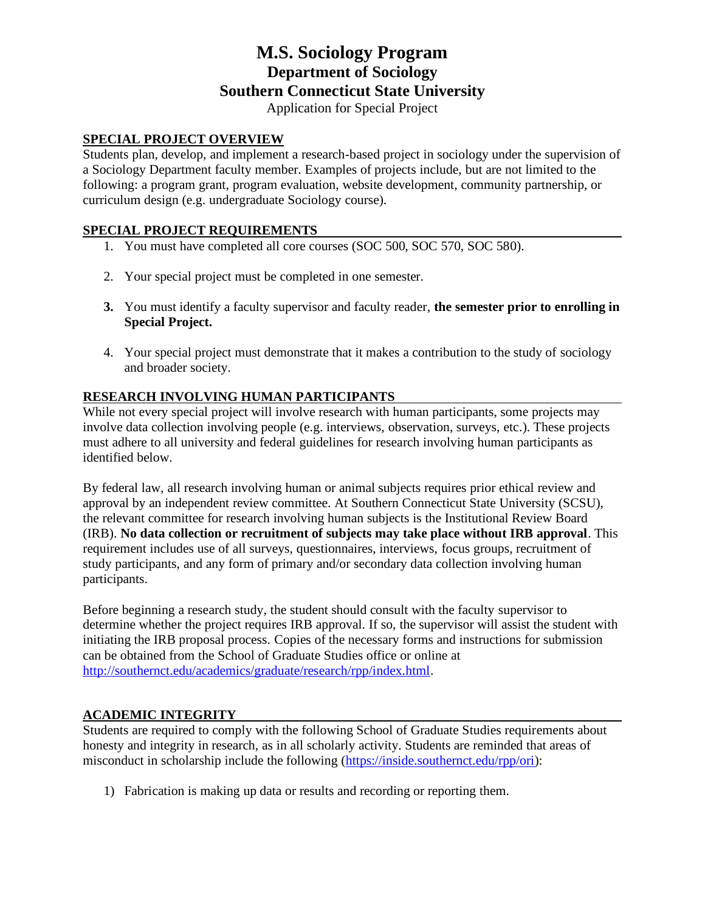# M.S. Sociology Program
## Department of Sociology
## Southern Connecticut State University

Application for Special Project

### SPECIAL PROJECT OVERVIEW

Students plan, develop, and implement a research-based project in sociology under the supervision of a Sociology Department faculty member. Examples of projects include, but are not limited to the following: a program grant, program evaluation, website development, community partnership, or curriculum design (e.g. undergraduate Sociology course).

### SPECIAL PROJECT REQUIREMENTS

1. You must have completed all core courses (SOC 500, SOC 570, SOC 580).
2. Your special project must be completed in one semester.
3. You must identify a faculty supervisor and faculty reader, **the semester prior to enrolling in Special Project.**
4. Your special project must demonstrate that it makes a contribution to the study of sociology and broader society.

### RESEARCH INVOLVING HUMAN PARTICIPANTS

While not every special project will involve research with human participants, some projects may involve data collection involving people (e.g. interviews, observation, surveys, etc.). These projects must adhere to all university and federal guidelines for research involving human participants as identified below.

By federal law, all research involving human or animal subjects requires prior ethical review and approval by an independent review committee. At Southern Connecticut State University (SCSU), the relevant committee for research involving human subjects is the Institutional Review Board (IRB). **No data collection or recruitment of subjects may take place without IRB approval**. This requirement includes use of all surveys, questionnaires, interviews, focus groups, recruitment of study participants, and any form of primary and/or secondary data collection involving human participants.

Before beginning a research study, the student should consult with the faculty supervisor to determine whether the project requires IRB approval. If so, the supervisor will assist the student with initiating the IRB proposal process. Copies of the necessary forms and instructions for submission can be obtained from the School of Graduate Studies office or online at http://southernct.edu/academics/graduate/research/rpp/index.html.

### ACADEMIC INTEGRITY

Students are required to comply with the following School of Graduate Studies requirements about honesty and integrity in research, as in all scholarly activity. Students are reminded that areas of misconduct in scholarship include the following (https://inside.southernct.edu/rpp/ori):

1) Fabrication is making up data or results and recording or reporting them.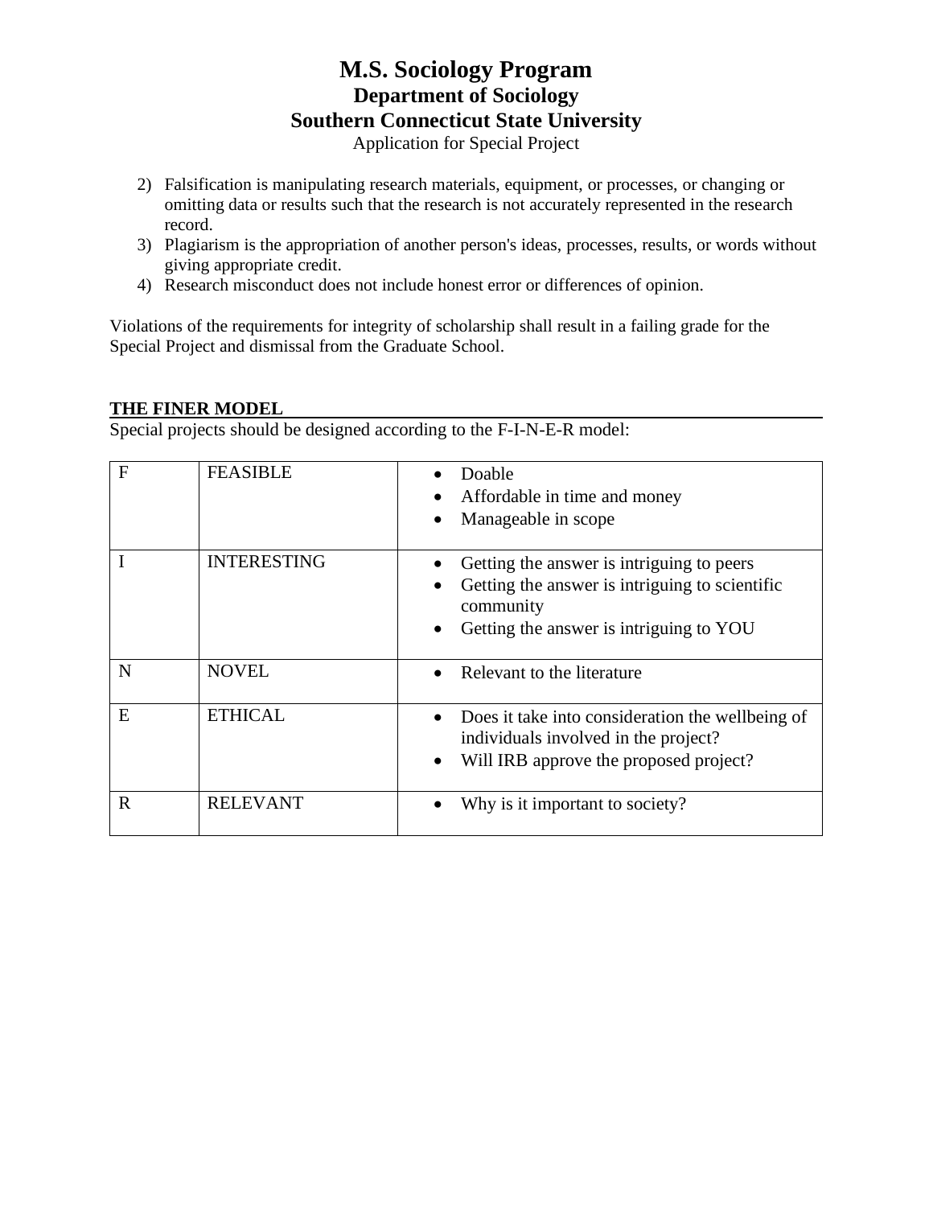2) Falsification is manipulating research materials, equipment, or processes, or changing or omitting data or results such that the research is not accurately represented in the research record.
3) Plagiarism is the appropriation of another person's ideas, processes, results, or words without giving appropriate credit.
4) Research misconduct does not include honest error or differences of opinion.

Violations of the requirements for integrity of scholarship shall result in a failing grade for the Special Project and dismissal from the Graduate School.

## THE FINER MODEL

Special projects should be designed according to the F-I-N-E-R model:

| | | |
|---|---|---|
| F | FEASIBLE | • Doable<br>• Affordable in time and money<br>• Manageable in scope |
| I | INTERESTING | • Getting the answer is intriguing to peers<br>• Getting the answer is intriguing to scientific community<br>• Getting the answer is intriguing to YOU |
| N | NOVEL | • Relevant to the literature |
| E | ETHICAL | • Does it take into consideration the wellbeing of individuals involved in the project?<br>• Will IRB approve the proposed project? |
| R | RELEVANT | • Why is it important to society? |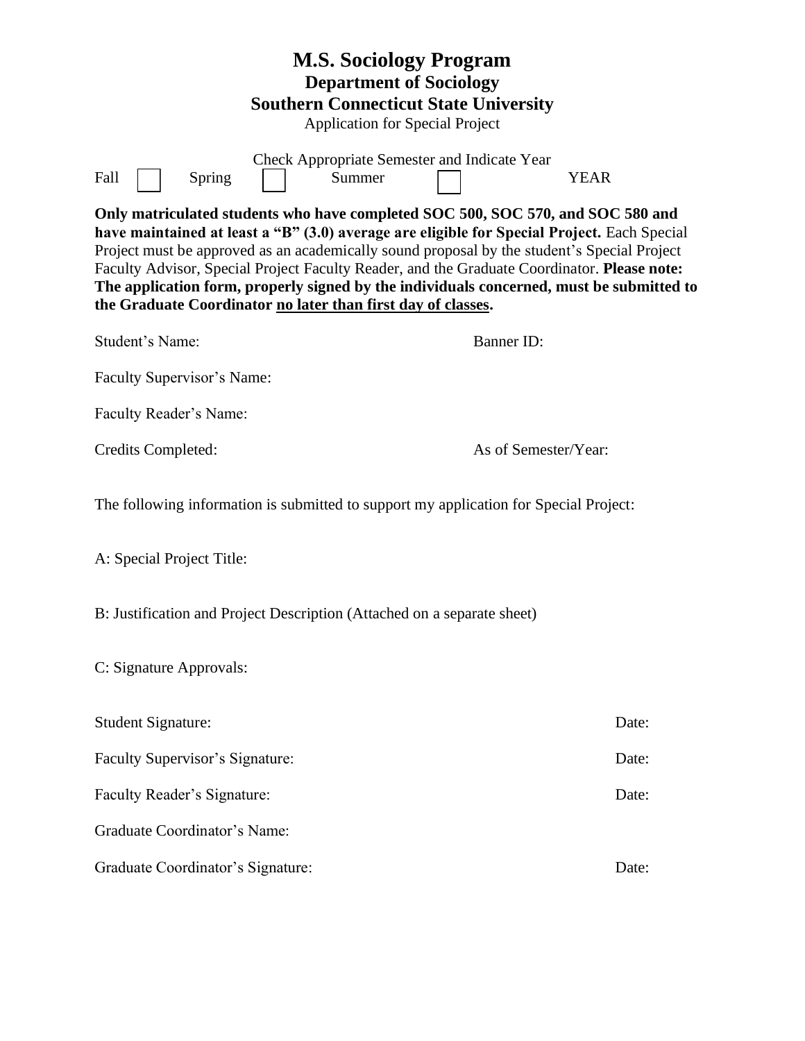# M.S. Sociology Program

## Department of Sociology

## Southern Connecticut State University

Application for Special Project

Check Appropriate Semester and Indicate Year

Fall ☐ Spring ☐ Summer ☐ YEAR

**Only matriculated students who have completed SOC 500, SOC 570, and SOC 580 and have maintained at least a "B" (3.0) average are eligible for Special Project.** Each Special Project must be approved as an academically sound proposal by the student's Special Project Faculty Advisor, Special Project Faculty Reader, and the Graduate Coordinator. **Please note: The application form, properly signed by the individuals concerned, must be submitted to the Graduate Coordinator <u>no later than first day of classes</u>.**

Student's Name: Banner ID:

Faculty Supervisor's Name:

Faculty Reader's Name:

Credits Completed: As of Semester/Year:

The following information is submitted to support my application for Special Project:

A: Special Project Title:

B: Justification and Project Description (Attached on a separate sheet)

C: Signature Approvals:

Student Signature: Date:

Faculty Supervisor's Signature: Date:

Faculty Reader's Signature: Date:

Graduate Coordinator's Name:

Graduate Coordinator's Signature: Date: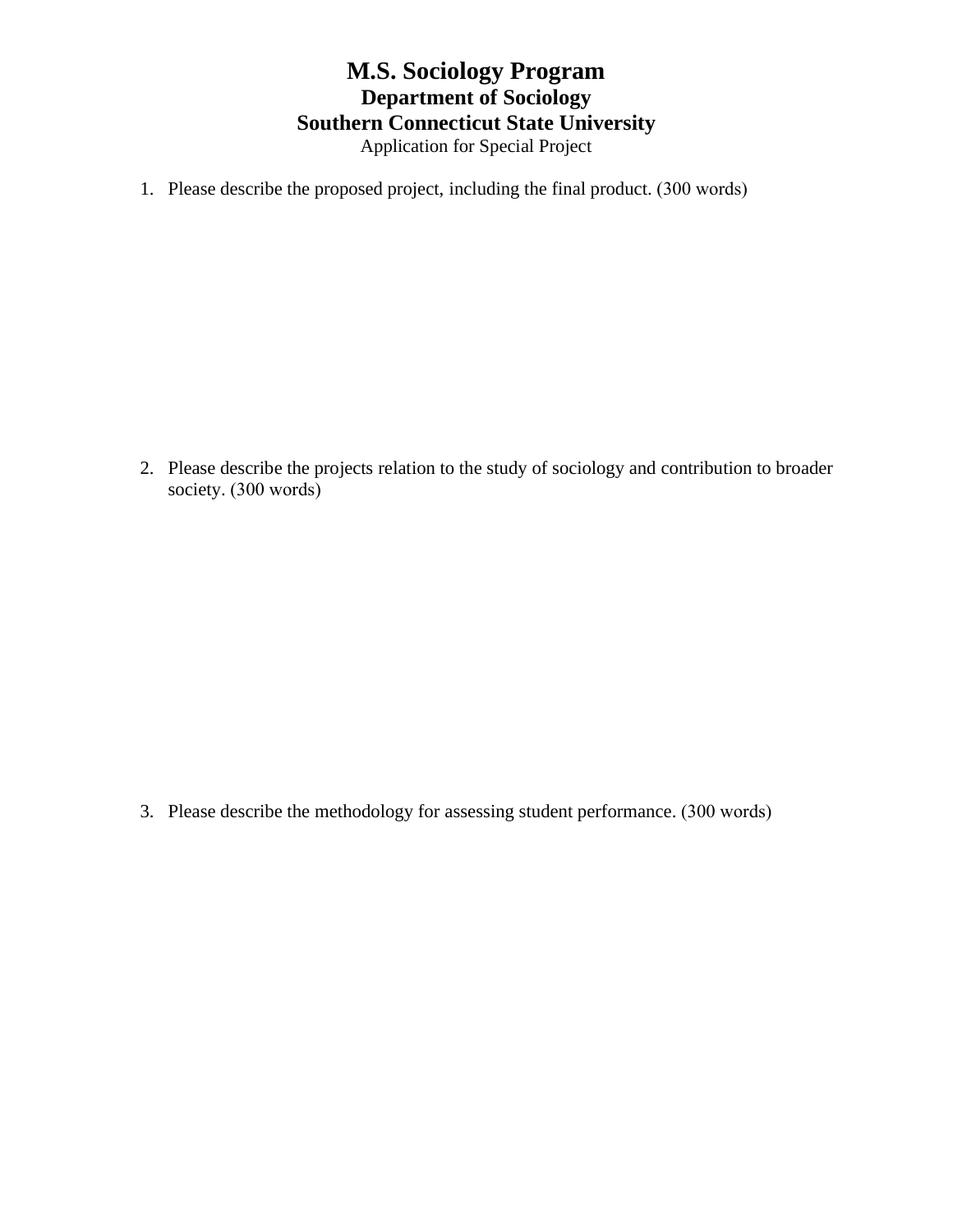# M.S. Sociology Program

## Department of Sociology

## Southern Connecticut State University

Application for Special Project

1. Please describe the proposed project, including the final product. (300 words)

2. Please describe the projects relation to the study of sociology and contribution to broader society. (300 words)

3. Please describe the methodology for assessing student performance. (300 words)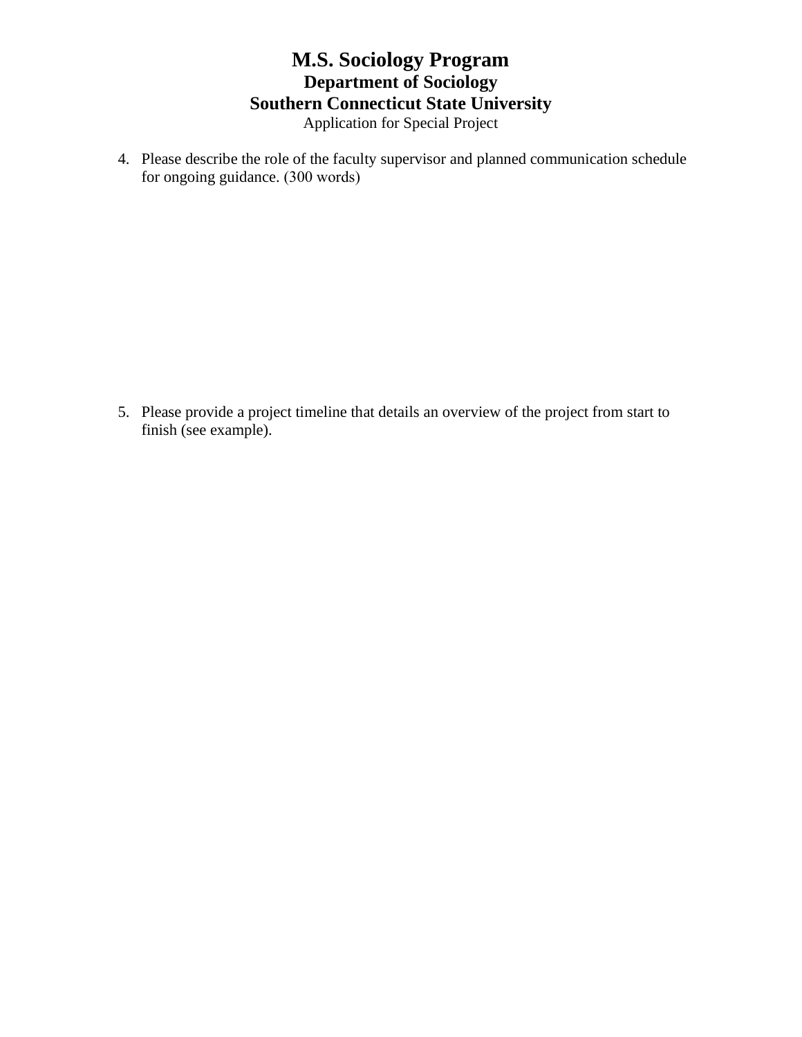# M.S. Sociology Program

## Department of Sociology

## Southern Connecticut State University

Application for Special Project

4. Please describe the role of the faculty supervisor and planned communication schedule for ongoing guidance. (300 words)

5. Please provide a project timeline that details an overview of the project from start to finish (see example).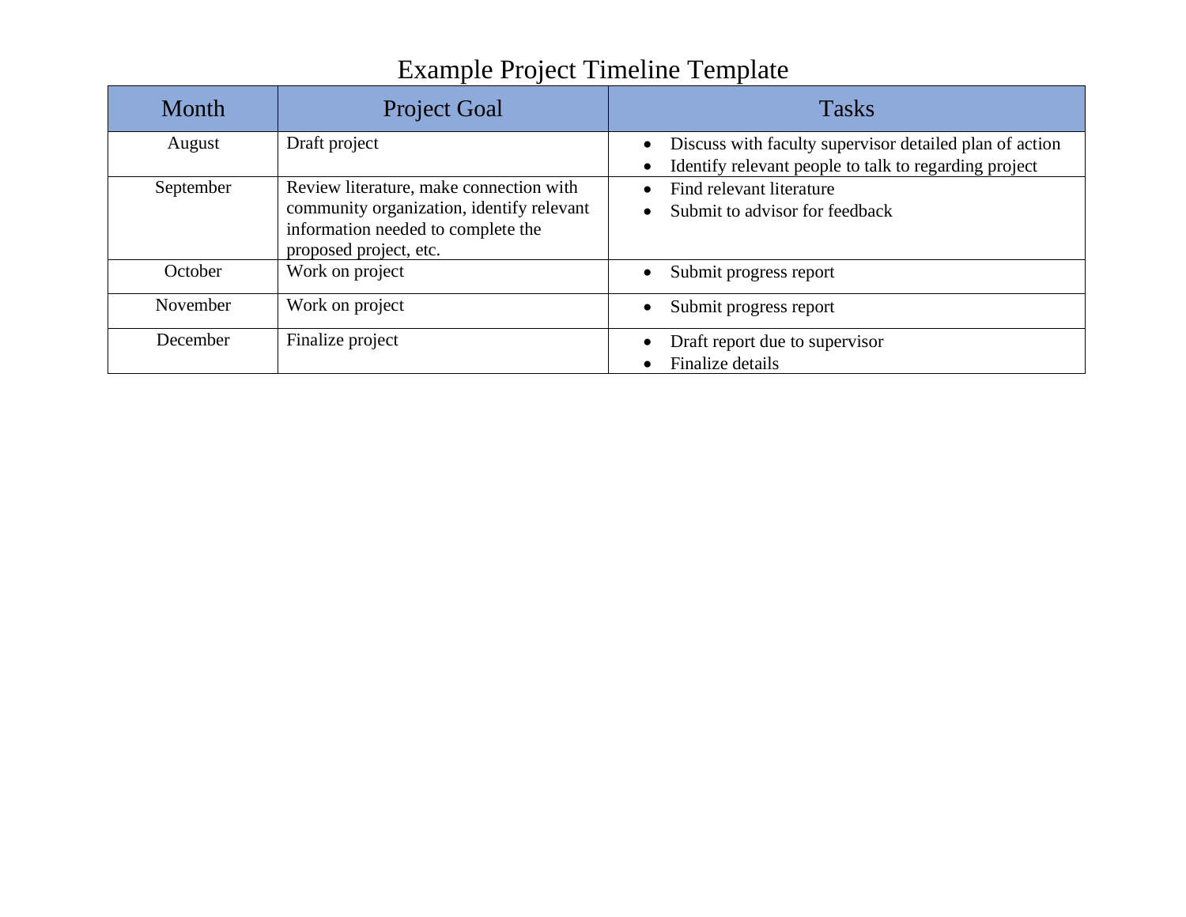# Example Project Timeline Template

| Month | Project Goal | Tasks |
|---|---|---|
| August | Draft project | • Discuss with faculty supervisor detailed plan of action<br>• Identify relevant people to talk to regarding project |
| September | Review literature, make connection with community organization, identify relevant information needed to complete the proposed project, etc. | • Find relevant literature<br>• Submit to advisor for feedback |
| October | Work on project | • Submit progress report |
| November | Work on project | • Submit progress report |
| December | Finalize project | • Draft report due to supervisor<br>• Finalize details |